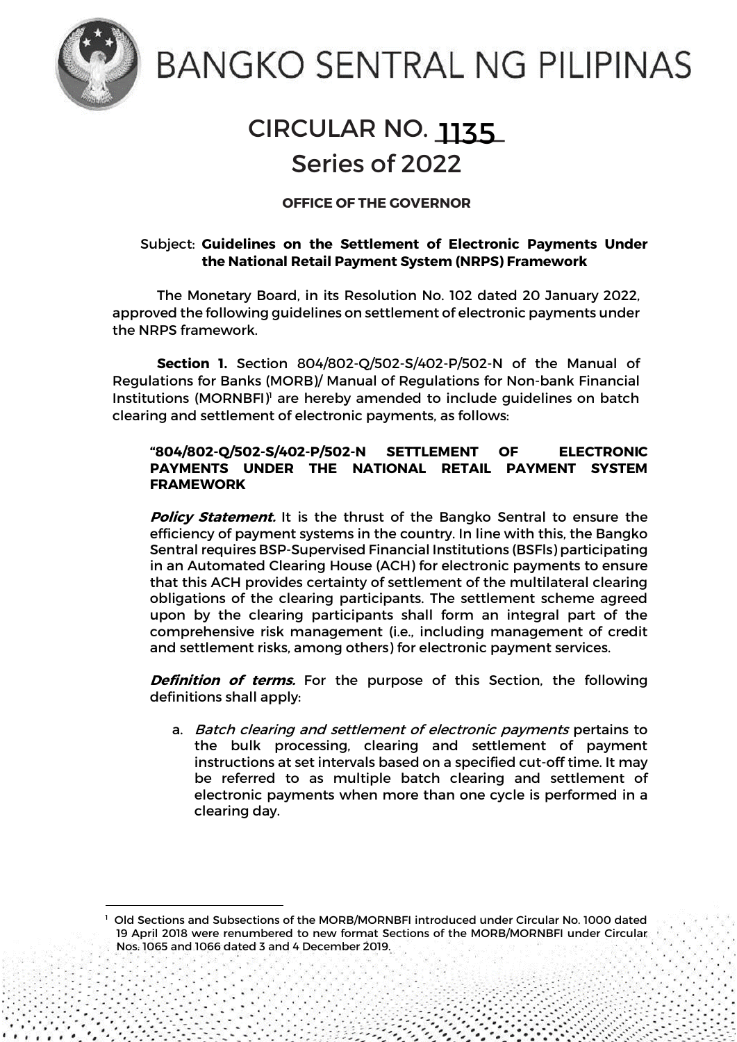# BANGKO SENTRAL NG PILIPINAS

## CIRCULAR NO. 1135
## Series of 2022

**OFFICE OF THE GOVERNOR**

Subject: **Guidelines on the Settlement of Electronic Payments Under the National Retail Payment System (NRPS) Framework**

The Monetary Board, in its Resolution No. 102 dated 20 January 2022, approved the following guidelines on settlement of electronic payments under the NRPS framework.

**Section 1.** Section 804/802-Q/502-S/402-P/502-N of the Manual of Regulations for Banks (MORB)/ Manual of Regulations for Non-bank Financial Institutions (MORNBFI)[1] are hereby amended to include guidelines on batch clearing and settlement of electronic payments, as follows:

> **"804/802-Q/502-S/402-P/502-N SETTLEMENT OF ELECTRONIC PAYMENTS UNDER THE NATIONAL RETAIL PAYMENT SYSTEM FRAMEWORK**
>
> ***Policy Statement.*** It is the thrust of the Bangko Sentral to ensure the efficiency of payment systems in the country. In line with this, the Bangko Sentral requires BSP-Supervised Financial Institutions (BSFIs) participating in an Automated Clearing House (ACH) for electronic payments to ensure that this ACH provides certainty of settlement of the multilateral clearing obligations of the clearing participants. The settlement scheme agreed upon by the clearing participants shall form an integral part of the comprehensive risk management (i.e., including management of credit and settlement risks, among others) for electronic payment services.
>
> ***Definition of terms.*** For the purpose of this Section, the following definitions shall apply:
>
> a. *Batch clearing and settlement of electronic payments* pertains to the bulk processing, clearing and settlement of payment instructions at set intervals based on a specified cut-off time. It may be referred to as multiple batch clearing and settlement of electronic payments when more than one cycle is performed in a clearing day.

---

[1] Old Sections and Subsections of the MORB/MORNBFI introduced under Circular No. 1000 dated 19 April 2018 were renumbered to new format Sections of the MORB/MORNBFI under Circular Nos. 1065 and 1066 dated 3 and 4 December 2019.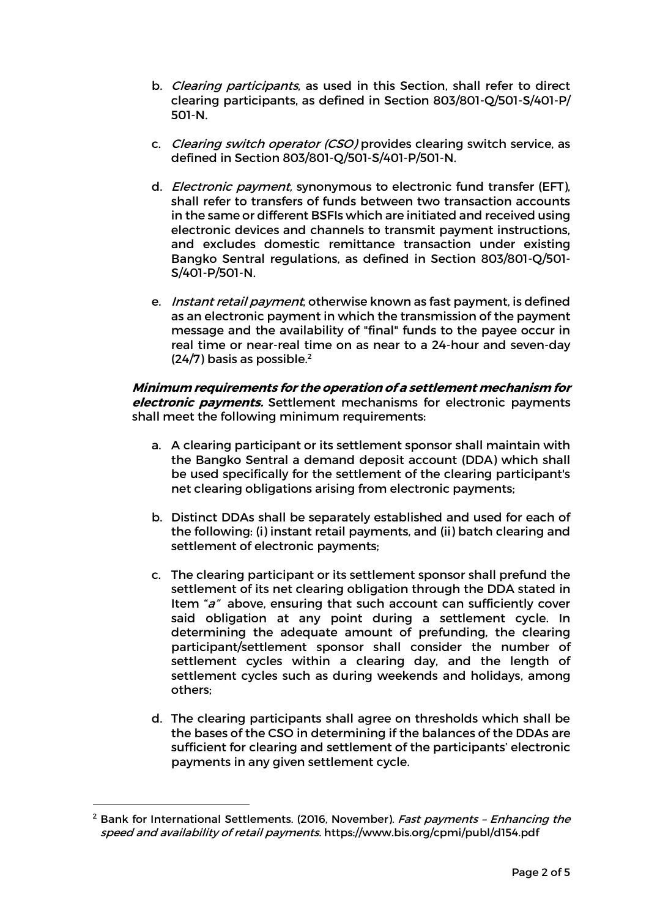b. *Clearing participants*, as used in this Section, shall refer to direct clearing participants, as defined in Section 803/801-Q/501-S/401-P/501-N.

c. *Clearing switch operator (CSO)* provides clearing switch service, as defined in Section 803/801-Q/501-S/401-P/501-N.

d. *Electronic payment,* synonymous to electronic fund transfer (EFT), shall refer to transfers of funds between two transaction accounts in the same or different BSFIs which are initiated and received using electronic devices and channels to transmit payment instructions, and excludes domestic remittance transaction under existing Bangko Sentral regulations, as defined in Section 803/801-Q/501-S/401-P/501-N.

e. *Instant retail payment*, otherwise known as fast payment, is defined as an electronic payment in which the transmission of the payment message and the availability of "final" funds to the payee occur in real time or near-real time on as near to a 24-hour and seven-day (24/7) basis as possible.[2]

***Minimum requirements for the operation of a settlement mechanism for electronic payments.*** Settlement mechanisms for electronic payments shall meet the following minimum requirements:

a. A clearing participant or its settlement sponsor shall maintain with the Bangko Sentral a demand deposit account (DDA) which shall be used specifically for the settlement of the clearing participant's net clearing obligations arising from electronic payments;

b. Distinct DDAs shall be separately established and used for each of the following: (i) instant retail payments, and (ii) batch clearing and settlement of electronic payments;

c. The clearing participant or its settlement sponsor shall prefund the settlement of its net clearing obligation through the DDA stated in Item "*a*" above, ensuring that such account can sufficiently cover said obligation at any point during a settlement cycle. In determining the adequate amount of prefunding, the clearing participant/settlement sponsor shall consider the number of settlement cycles within a clearing day, and the length of settlement cycles such as during weekends and holidays, among others;

d. The clearing participants shall agree on thresholds which shall be the bases of the CSO in determining if the balances of the DDAs are sufficient for clearing and settlement of the participants' electronic payments in any given settlement cycle.

---

[2] Bank for International Settlements. (2016, November). *Fast payments – Enhancing the speed and availability of retail payments*. https://www.bis.org/cpmi/publ/d154.pdf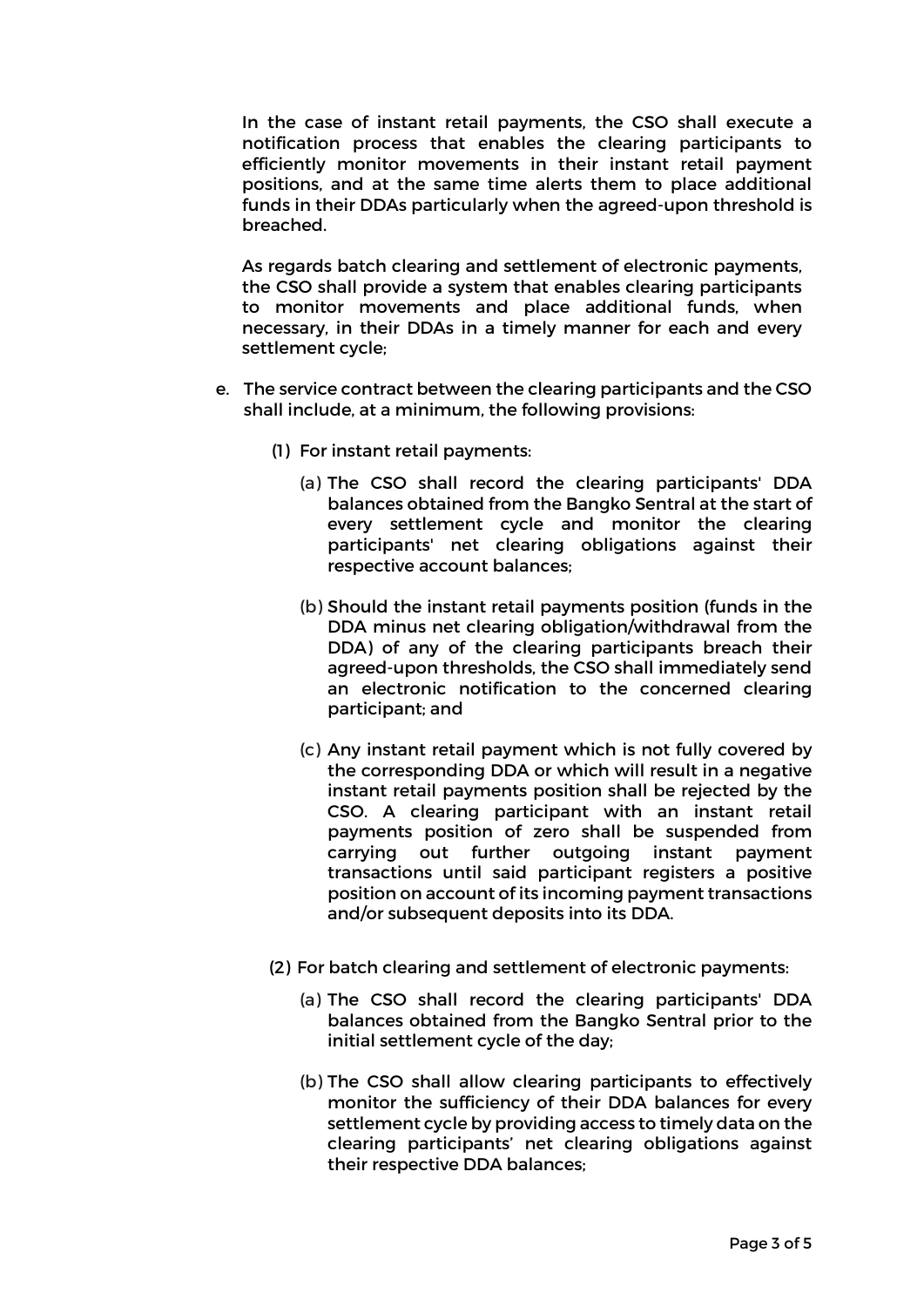In the case of instant retail payments, the CSO shall execute a notification process that enables the clearing participants to efficiently monitor movements in their instant retail payment positions, and at the same time alerts them to place additional funds in their DDAs particularly when the agreed-upon threshold is breached.

As regards batch clearing and settlement of electronic payments, the CSO shall provide a system that enables clearing participants to monitor movements and place additional funds, when necessary, in their DDAs in a timely manner for each and every settlement cycle;

e. The service contract between the clearing participants and the CSO shall include, at a minimum, the following provisions:

   (1) For instant retail payments:

      (a) The CSO shall record the clearing participants' DDA balances obtained from the Bangko Sentral at the start of every settlement cycle and monitor the clearing participants' net clearing obligations against their respective account balances;

      (b) Should the instant retail payments position (funds in the DDA minus net clearing obligation/withdrawal from the DDA) of any of the clearing participants breach their agreed-upon thresholds, the CSO shall immediately send an electronic notification to the concerned clearing participant; and

      (c) Any instant retail payment which is not fully covered by the corresponding DDA or which will result in a negative instant retail payments position shall be rejected by the CSO. A clearing participant with an instant retail payments position of zero shall be suspended from carrying out further outgoing instant payment transactions until said participant registers a positive position on account of its incoming payment transactions and/or subsequent deposits into its DDA.

   (2) For batch clearing and settlement of electronic payments:

      (a) The CSO shall record the clearing participants' DDA balances obtained from the Bangko Sentral prior to the initial settlement cycle of the day;

      (b) The CSO shall allow clearing participants to effectively monitor the sufficiency of their DDA balances for every settlement cycle by providing access to timely data on the clearing participants' net clearing obligations against their respective DDA balances;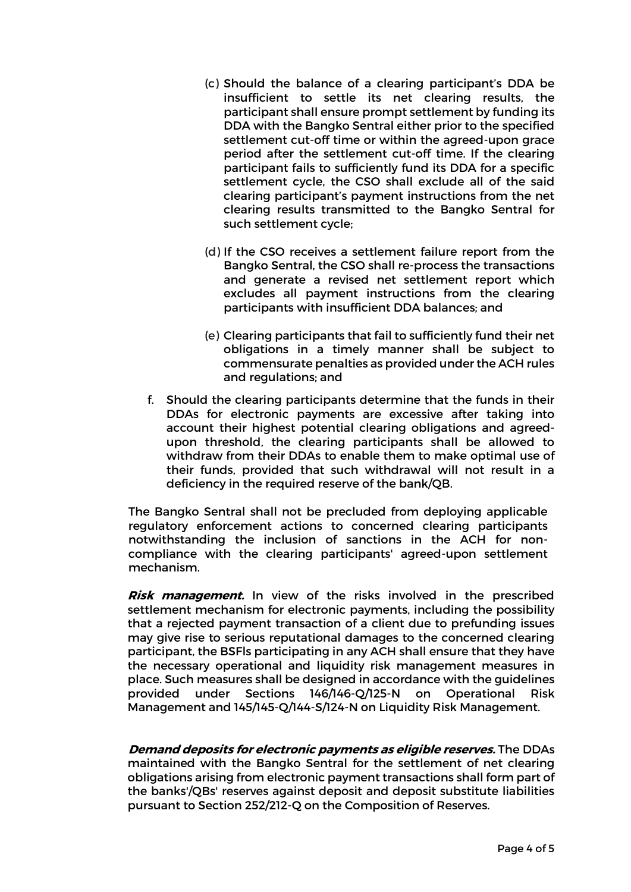(c) Should the balance of a clearing participant's DDA be insufficient to settle its net clearing results, the participant shall ensure prompt settlement by funding its DDA with the Bangko Sentral either prior to the specified settlement cut-off time or within the agreed-upon grace period after the settlement cut-off time. If the clearing participant fails to sufficiently fund its DDA for a specific settlement cycle, the CSO shall exclude all of the said clearing participant's payment instructions from the net clearing results transmitted to the Bangko Sentral for such settlement cycle;

(d) If the CSO receives a settlement failure report from the Bangko Sentral, the CSO shall re-process the transactions and generate a revised net settlement report which excludes all payment instructions from the clearing participants with insufficient DDA balances; and

(e) Clearing participants that fail to sufficiently fund their net obligations in a timely manner shall be subject to commensurate penalties as provided under the ACH rules and regulations; and

f. Should the clearing participants determine that the funds in their DDAs for electronic payments are excessive after taking into account their highest potential clearing obligations and agreed-upon threshold, the clearing participants shall be allowed to withdraw from their DDAs to enable them to make optimal use of their funds, provided that such withdrawal will not result in a deficiency in the required reserve of the bank/QB.

The Bangko Sentral shall not be precluded from deploying applicable regulatory enforcement actions to concerned clearing participants notwithstanding the inclusion of sanctions in the ACH for non-compliance with the clearing participants' agreed-upon settlement mechanism.

***Risk management.*** In view of the risks involved in the prescribed settlement mechanism for electronic payments, including the possibility that a rejected payment transaction of a client due to prefunding issues may give rise to serious reputational damages to the concerned clearing participant, the BSFIs participating in any ACH shall ensure that they have the necessary operational and liquidity risk management measures in place. Such measures shall be designed in accordance with the guidelines provided under Sections 146/146-Q/125-N on Operational Risk Management and 145/145-Q/144-S/124-N on Liquidity Risk Management.

***Demand deposits for electronic payments as eligible reserves.*** The DDAs maintained with the Bangko Sentral for the settlement of net clearing obligations arising from electronic payment transactions shall form part of the banks'/QBs' reserves against deposit and deposit substitute liabilities pursuant to Section 252/212-Q on the Composition of Reserves.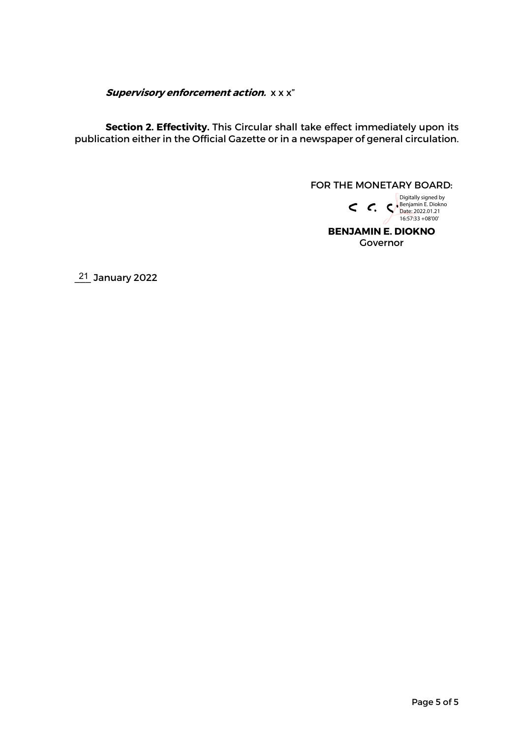***Supervisory enforcement action.*** x x x"

**Section 2. Effectivity.** This Circular shall take effect immediately upon its publication either in the Official Gazette or in a newspaper of general circulation.

FOR THE MONETARY BOARD:

Digitally signed by Benjamin E. Diokno
Date: 2022.01.21 16:57:33 +08'00'

**BENJAMIN E. DIOKNO**
Governor

21 January 2022